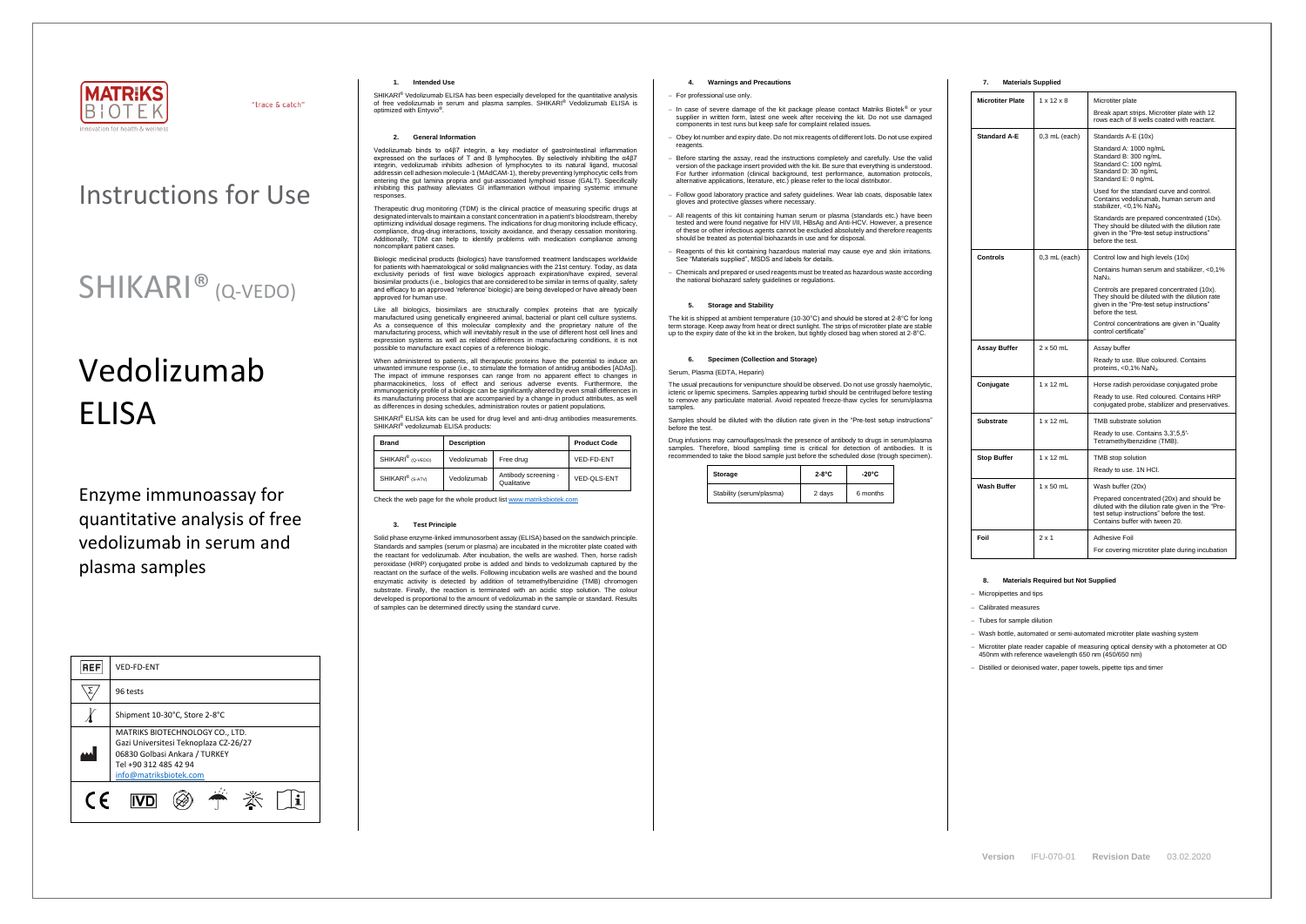MATRIKS BIOTEK

"trace & catch"

Innovation for health & wellness

# Instructions for Use

# SHIKARI® (Q-VEDO)

# Vedolizumab ELISA

## Enzyme immunoassay for quantitative analysis of free vedolizumab in serum and plasma samples

| REF | VED-FD-ENT |
|---|---|
| Σ | 96 tests |
| | Shipment 10-30°C, Store 2-8°C |
| | MATRIKS BIOTECHNOLOGY CO., LTD. Gazi Universitesi Teknoplaza CZ-26/27 06830 Golbasi Ankara / TURKEY Tel +90 312 485 42 94 info@matriksbiotek.com |

CE IVD

### 1. Intended Use

SHIKARI® Vedolizumab ELISA has been especially developed for the quantitative analysis of free vedolizumab in serum and plasma samples. SHIKARI® Vedolizumab ELISA is optimized with Entyvio®.

### 2. General Information

Vedolizumab binds to α4β7 integrin, a key mediator of gastrointestinal inflammation expressed on the surfaces of T and B lymphocytes. By selectively inhibiting the α4β7 integrin, vedolizumab inhibits adhesion of lymphocytes to its natural ligand, mucosal addressin cell adhesion molecule-1 (MAdCAM-1), thereby preventing lymphocytic cells from entering the gut lamina propria and gut-associated lymphoid tissue (GALT). Specifically inhibiting this pathway alleviates GI inflammation without impairing systemic immune responses.

Therapeutic drug monitoring (TDM) is the clinical practice of measuring specific drugs at designated intervals to maintain a constant concentration in a patient's bloodstream, thereby optimizing individual dosage regimens. The indications for drug monitoring include efficacy, compliance, drug-drug interactions, toxicity avoidance, and therapy cessation monitoring. Additionally, TDM can help to identify problems with medication compliance among noncompliant patient cases.

Biologic medicinal products (biologics) have transformed treatment landscapes worldwide for patients with haematological or solid malignancies with the 21st century. Today, as data exclusivity periods of first wave biologics approach expiration/have expired, several biosimilar products (i.e., biologics that are considered to be similar in terms of quality, safety and efficacy to an approved 'reference' biologic) are being developed or have already been approved for human use.

Like all biologics, biosimilars are structurally complex proteins that are typically manufactured using genetically engineered animal, bacterial or plant cell culture systems. As a consequence of this molecular complexity and the proprietary nature of the manufacturing process, which will inevitably result in the use of different host cell lines and expression systems as well as related differences in manufacturing conditions, it is not possible to manufacture exact copies of a reference biologic.

When administered to patients, all therapeutic proteins have the potential to induce an unwanted immune response (i.e., to stimulate the formation of antidrug antibodies [ADAs]). The impact of immune responses can range from no apparent effect to changes in pharmacokinetics, loss of effect and serious adverse events. Furthermore, the immunogenicity profile of a biologic can be significantly altered by even small differences in its manufacturing process that are accompanied by a change in product attributes, as well as differences in dosing schedules, administration routes or patient populations.

SHIKARI® ELISA kits can be used for drug level and anti-drug antibodies measurements. SHIKARI® vedolizumab ELISA products:

| Brand | Description | | Product Code |
|---|---|---|---|
| SHIKARI® (Q-VEDO) | Vedolizumab | Free drug | VED-FD-ENT |
| SHIKARI® (S-ATV) | Vedolizumab | Antibody screening - Qualitative | VED-QLS-ENT |

Check the web page for the whole product list www.matriksbiotek.com

### 3. Test Principle

Solid phase enzyme-linked immunosorbent assay (ELISA) based on the sandwich principle. Standards and samples (serum or plasma) are incubated in the microtiter plate coated with the reactant for vedolizumab. After incubation, the wells are washed. Then, horse radish peroxidase (HRP) conjugated probe is added and binds to vedolizumab captured by the reactant on the surface of the wells. Following incubation wells are washed and the bound enzymatic activity is detected by addition of tetramethylbenzidine (TMB) chromogen substrate. Finally, the reaction is terminated with an acidic stop solution. The colour developed is proportional to the amount of vedolizumab in the sample or standard. Results of samples can be determined directly using the standard curve.

### 4. Warnings and Precautions

- For professional use only.
- In case of severe damage of the kit package please contact Matriks Biotek® or your supplier in written form, latest one week after receiving the kit. Do not use damaged components in test runs but keep safe for complaint related issues.
- Obey lot number and expiry date. Do not mix reagents of different lots. Do not use expired reagents.
- Before starting the assay, read the instructions completely and carefully. Use the valid version of the package insert provided with the kit. Be sure that everything is understood. For further information (clinical background, test performance, automation protocols, alternative applications, literature, etc.) please refer to the local distributor.
- Follow good laboratory practice and safety guidelines. Wear lab coats, disposable latex gloves and protective glasses where necessary.
- All reagents of this kit containing human serum or plasma (standards etc.) have been tested and were found negative for HIV I/II, HBsAg and Anti-HCV. However, a presence of these or other infectious agents cannot be excluded absolutely and therefore reagents should be treated as potential biohazards in use and for disposal.
- Reagents of this kit containing hazardous material may cause eye and skin irritations. See "Materials supplied", MSDS and labels for details.
- Chemicals and prepared or used reagents must be treated as hazardous waste according the national biohazard safety guidelines or regulations.

### 5. Storage and Stability

The kit is shipped at ambient temperature (10-30°C) and should be stored at 2-8°C for long term storage. Keep away from heat or direct sunlight. The strips of microtiter plate are stable up to the expiry date of the kit in the broken, but tightly closed bag when stored at 2-8°C.

### 6. Specimen (Collection and Storage)

Serum, Plasma (EDTA, Heparin)

The usual precautions for venipuncture should be observed. Do not use grossly haemolytic, icteric or lipemic specimens. Samples appearing turbid should be centrifuged before testing to remove any particulate material. Avoid repeated freeze-thaw cycles for serum/plasma samples.

Samples should be diluted with the dilution rate given in the "Pre-test setup instructions" before the test.

Drug infusions may camouflages/mask the presence of antibody to drugs in serum/plasma samples. Therefore, blood sampling time is critical for detection of antibodies. It is recommended to take the blood sample just before the scheduled dose (trough specimen).

| Storage | 2-8°C | -20°C |
|---|---|---|
| Stability (serum/plasma) | 2 days | 6 months |

### 7. Materials Supplied

| Microtiter Plate | 1 x 12 x 8 | Microtiter plate<br>Break apart strips. Microtiter plate with 12 rows each of 8 wells coated with reactant. |
|---|---|---|
| Standard A-E | 0,3 mL (each) | Standards A-E (10x)<br>Standard A: 1000 ng/mL<br>Standard B: 300 ng/mL<br>Standard C: 100 ng/mL<br>Standard D: 30 ng/mL<br>Standard E: 0 ng/mL<br>Used for the standard curve and control. Contains vedolizumab, human serum and stabilizer, <0,1% $NaN_3$.<br>Standards are prepared concentrated (10x). They should be diluted with the dilution rate given in the "Pre-test setup instructions" before the test. |
| Controls | 0,3 mL (each) | Control low and high levels (10x)<br>Contains human serum and stabilizer, <0,1% $NaN_3$.<br>Controls are prepared concentrated (10x). They should be diluted with the dilution rate given in the "Pre-test setup instructions" before the test.<br>Control concentrations are given in "Quality control certificate" |
| Assay Buffer | 2 x 50 mL | Assay buffer<br>Ready to use. Blue coloured. Contains proteins, <0,1% $NaN_3$. |
| Conjugate | 1 x 12 mL | Horse radish peroxidase conjugated probe<br>Ready to use. Red coloured. Contains HRP conjugated probe, stabilizer and preservatives. |
| Substrate | 1 x 12 mL | TMB substrate solution<br>Ready to use. Contains 3,3',5,5'-Tetramethylbenzidine (TMB). |
| Stop Buffer | 1 x 12 mL | TMB stop solution<br>Ready to use. 1N HCl. |
| Wash Buffer | 1 x 50 mL | Wash buffer (20x)<br>Prepared concentrated (20x) and should be diluted with the dilution rate given in the "Pre-test setup instructions" before the test. Contains buffer with tween 20. |
| Foil | 2 x 1 | Adhesive Foil<br>For covering microtiter plate during incubation |

### 8. Materials Required but Not Supplied

- Micropipettes and tips
- Calibrated measures
- Tubes for sample dilution
- Wash bottle, automated or semi-automated microtiter plate washing system
- Microtiter plate reader capable of measuring optical density with a photometer at OD 450nm with reference wavelength 650 nm (450/650 nm)
- Distilled or deionised water, paper towels, pipette tips and timer

Version IFU-070-01 Revision Date 03.02.2020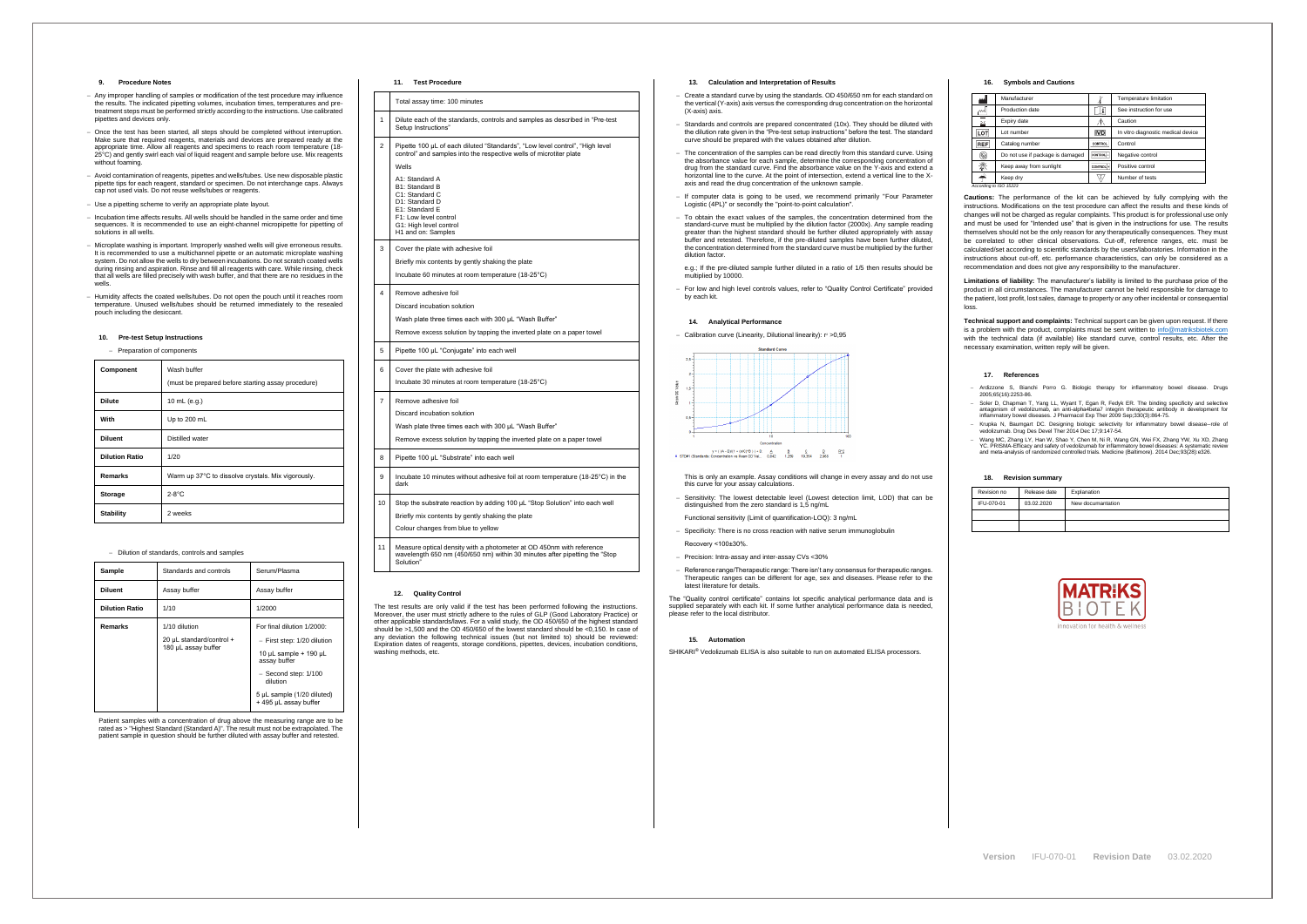## 9. Procedure Notes

- Any improper handling of samples or modification of the test procedure may influence the results. The indicated pipetting volumes, incubation times, temperatures and pre-treatment steps must be performed strictly according to the instructions. Use calibrated pipettes and devices only.
- Once the test has been started, all steps should be completed without interruption. Make sure that required reagents, materials and devices are prepared ready at the appropriate time. Allow all reagents and specimens to reach room temperature (18-25°C) and gently swirl each vial of liquid reagent and sample before use. Mix reagents without foaming.
- Avoid contamination of reagents, pipettes and wells/tubes. Use new disposable plastic pipette tips for each reagent, standard or specimen. Do not interchange caps. Always cap not used vials. Do not reuse wells/tubes or reagents.
- Use a pipetting scheme to verify an appropriate plate layout.
- Incubation time affects results. All wells should be handled in the same order and time sequences. It is recommended to use an eight-channel micropipette for pipetting of solutions in all wells.
- Microplate washing is important. Improperly washed wells will give erroneous results. It is recommended to use a multichannel pipette or an automatic microplate washing system. Do not allow the wells to dry between incubations. Do not scratch coated wells during rinsing and aspiration. Rinse and fill all reagents with care. While rinsing, check that all wells are filled precisely with wash buffer, and that there are no residues in the wells.
- Humidity affects the coated wells/tubes. Do not open the pouch until it reaches room temperature. Unused wells/tubes should be returned immediately to the resealed pouch including the desiccant.

## 10. Pre-test Setup Instructions

- Preparation of components

| Component | Wash buffer (must be prepared before starting assay procedure) |
|---|---|
| **Dilute** | 10 mL (e.g.) |
| **With** | Up to 200 mL |
| **Diluent** | Distilled water |
| **Dilution Ratio** | 1/20 |
| **Remarks** | Warm up 37°C to dissolve crystals. Mix vigorously. |
| **Storage** | 2-8°C |
| **Stability** | 2 weeks |

- Dilution of standards, controls and samples

| Sample | Standards and controls | Serum/Plasma |
|---|---|---|
| **Diluent** | Assay buffer | Assay buffer |
| **Dilution Ratio** | 1/10 | 1/2000 |
| **Remarks** | 1/10 dilution<br>20 µL standard/control + 180 µL assay buffer | For final dilution 1/2000:<br>– First step: 1/20 dilution<br>10 µL sample + 190 µL assay buffer<br>– Second step: 1/100 dilution<br>5 µL sample (1/20 diluted) + 495 µL assay buffer |

Patient samples with a concentration of drug above the measuring range are to be rated as > "Highest Standard (Standard A)". The result must not be extrapolated. The patient sample in question should be further diluted with assay buffer and retested.

## 11. Test Procedure

| | Total assay time: 100 minutes |
|---|---|
| 1 | Dilute each of the standards, controls and samples as described in "Pre-test Setup Instructions" |
| 2 | Pipette 100 µL of each diluted "Standards", "Low level control", "High level control" and samples into the respective wells of microtiter plate<br>Wells<br>A1: Standard A<br>B1: Standard B<br>C1: Standard C<br>D1: Standard D<br>E1: Standard E<br>F1: Low level control<br>G1: High level control<br>H1 and on: Samples |
| 3 | Cover the plate with adhesive foil<br>Briefly mix contents by gently shaking the plate<br>Incubate 60 minutes at room temperature (18-25°C) |
| 4 | Remove adhesive foil<br>Discard incubation solution<br>Wash plate three times each with 300 µL "Wash Buffer"<br>Remove excess solution by tapping the inverted plate on a paper towel |
| 5 | Pipette 100 µL "Conjugate" into each well |
| 6 | Cover the plate with adhesive foil<br>Incubate 30 minutes at room temperature (18-25°C) |
| 7 | Remove adhesive foil<br>Discard incubation solution<br>Wash plate three times each with 300 µL "Wash Buffer"<br>Remove excess solution by tapping the inverted plate on a paper towel |
| 8 | Pipette 100 µL "Substrate" into each well |
| 9 | Incubate 10 minutes without adhesive foil at room temperature (18-25°C) in the dark |
| 10 | Stop the substrate reaction by adding 100 µL "Stop Solution" into each well<br>Briefly mix contents by gently shaking the plate<br>Colour changes from blue to yellow |
| 11 | Measure optical density with a photometer at OD 450nm with reference wavelength 650 nm (450/650 nm) within 30 minutes after pipetting the "Stop Solution" |

## 12. Quality Control

The test results are only valid if the test has been performed following the instructions. Moreover, the user must strictly adhere to the rules of GLP (Good Laboratory Practice) or other applicable standards/laws. For a valid study, the OD 450/650 of the highest standard should be >1,500 and the OD 450/650 of the lowest standard should be <0,150. In case of any deviation the following technical issues (but not limited to) should be reviewed: Expiration dates of reagents, storage conditions, pipettes, devices, incubation conditions, washing methods, etc.

## 13. Calculation and Interpretation of Results

- Create a standard curve by using the standards. OD 450/650 nm for each standard on the vertical (Y-axis) axis versus the corresponding drug concentration on the horizontal (X-axis) axis.
- Standards and controls are prepared concentrated (10x). They should be diluted with the dilution rate given in the "Pre-test setup instructions" before the test. The standard curve should be prepared with the values obtained after dilution.
- The concentration of the samples can be read directly from this standard curve. Using the absorbance value for each sample, determine the corresponding concentration of drug from the standard curve. Find the absorbance value on the Y-axis and extend a horizontal line to the curve. At the point of intersection, extend a vertical line to the X-axis and read the drug concentration of the unknown sample.
- If computer data is going to be used, we recommend primarily "Four Parameter Logistic (4PL)" or secondly the "point-to-point calculation".
- To obtain the exact values of the samples, the concentration determined from the standard-curve must be multiplied by the dilution factor (2000x). Any sample reading greater than the highest standard should be further diluted appropriately with assay buffer and retested. Therefore, if the pre-diluted samples have been further diluted, the concentration determined from the standard curve must be multiplied by the further dilution factor.

e.g.; If the pre-diluted sample further diluted in a ratio of 1/5 then results should be multiplied by 10000.

- For low and high level controls values, refer to "Quality Control Certificate" provided by each kit.

## 14. Analytical Performance

- Calibration curve (Linearity, Dilutional linearity): r² >0,95

Standard Curve

Concentration

y = (A - D)/(1 + (x/C)^B) + D   A 0,042   B 1,256   C 19,354   D 2,968   R^2 1

STD#1 (Standards: Concentration vs MeanOD Val...

This is only an example. Assay conditions will change in every assay and do not use this curve for your assay calculations.

- Sensitivity: The lowest detectable level (Lowest detection limit, LOD) that can be distinguished from the zero standard is 1,5 ng/mL

Functional sensitivity (Limit of quantification-LOQ): 3 ng/mL

- Specificity: There is no cross reaction with native serum immunoglobulin

Recovery <100±30%.

- Precision: Intra-assay and inter-assay CVs <30%
- Reference range/Therapeutic range: There isn't any consensus for therapeutic ranges. Therapeutic ranges can be different for age, sex and diseases. Please refer to the latest literature for details.

The "Quality control certificate" contains lot specific analytical performance data and is supplied separately with each kit. If some further analytical performance data is needed, please refer to the local distributor.

## 15. Automation

SHIKARI® Vedolizumab ELISA is also suitable to run on automated ELISA processors.

## 16. Symbols and Cautions

| | | | |
|---|---|---|---|
| | Manufacturer | | Temperature limitation |
| | Production date | | See instruction for use |
| | Expiry date | | Caution |
| LOT | Lot number | IVD | In vitro diagnostic medical device |
| REF | Catalog number | CONTROL | Control |
| | Do not use if package is damaged | CONTROL - | Negative control |
| | Keep away from sunlight | CONTROL + | Positive control |
| | Keep dry | | Number of tests |

According to ISO 15223

**Cautions:** The performance of the kit can be achieved by fully complying with the instructions. Modifications on the test procedure can affect the results and these kinds of changes will not be charged as regular complaints. This product is for professional use only and must be used for "Intended use" that is given in the instructions for use. The results themselves should not be the only reason for any therapeutically consequences. They must be correlated to other clinical observations. Cut-off, reference ranges, etc. must be calculated/set according to scientific standards by the users/laboratories. Information in the instructions about cut-off, etc. performance characteristics, can only be considered as a recommendation and does not give any responsibility to the manufacturer.

**Limitations of liability:** The manufacturer's liability is limited to the purchase price of the product in all circumstances. The manufacturer cannot be held responsible for damage to the patient, lost profit, lost sales, damage to property or any other incidental or consequential loss.

**Technical support and complaints:** Technical support can be given upon request. If there is a problem with the product, complaints must be sent written to info@matriksbiotek.com with the technical data (if available) like standard curve, control results, etc. After the necessary examination, written reply will be given.

## 17. References

- Ardizzone S, Bianchi Porro G. Biologic therapy for inflammatory bowel disease. Drugs 2005;65(16):2253-86.
- Soler D, Chapman T, Yang LL, Wyant T, Egan R, Fedyk ER. The binding specificity and selective antagonism of vedolizumab, an anti-alpha4beta7 integrin therapeutic antibody in development for inflammatory bowel diseases. J Pharmacol Exp Ther 2009 Sep;330(3):864-75.
- Krupka N, Baumgart DC. Designing biologic selectivity for inflammatory bowel disease--role of vedolizumab. Drug Des Devel Ther 2014 Dec 17;9:147-54.
- Wang MC, Zhang LY, Han W, Shao Y, Chen M, Ni R, Wang GN, Wei FX, Zhang YW, Xu XD, Zhang YC. PRISMA-Efficacy and safety of vedolizumab for inflammatory bowel diseases: A systematic review and meta-analysis of randomized controlled trials. Medicine (Baltimore). 2014 Dec;93(28):e326.

## 18. Revision summary

| Revision no | Release date | Explanation |
|---|---|---|
| IFU-070-01 | 03.02.2020 | New documantation |
| | | |
| | | |

MATRIKS BIOTEK
innovation for health & wellness